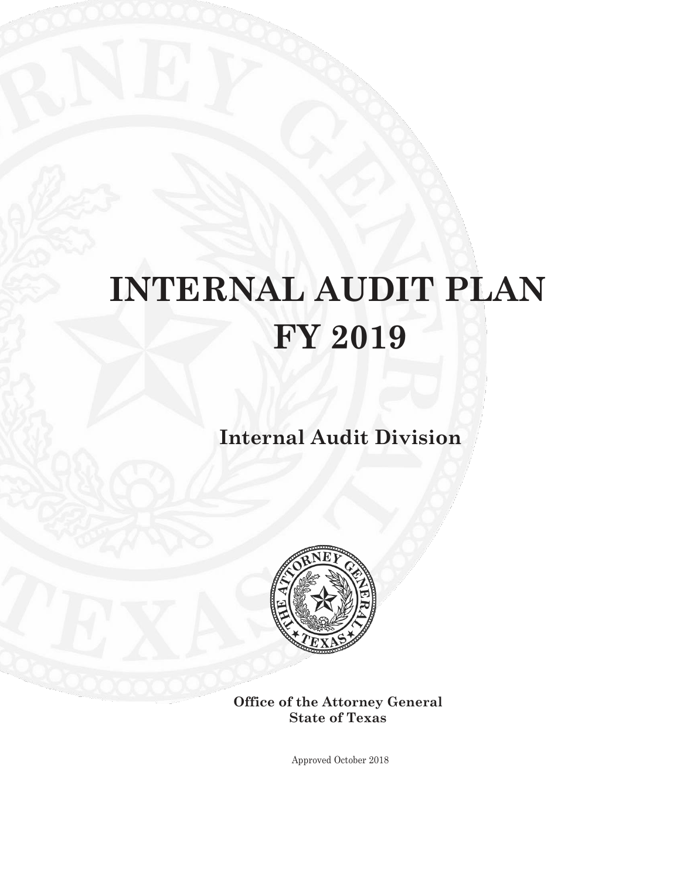# INTERNAL AUDIT PLAN FY 2019

## Internal Audit Division

**Office of the Attorney General**
**State of Texas**

Approved October 2018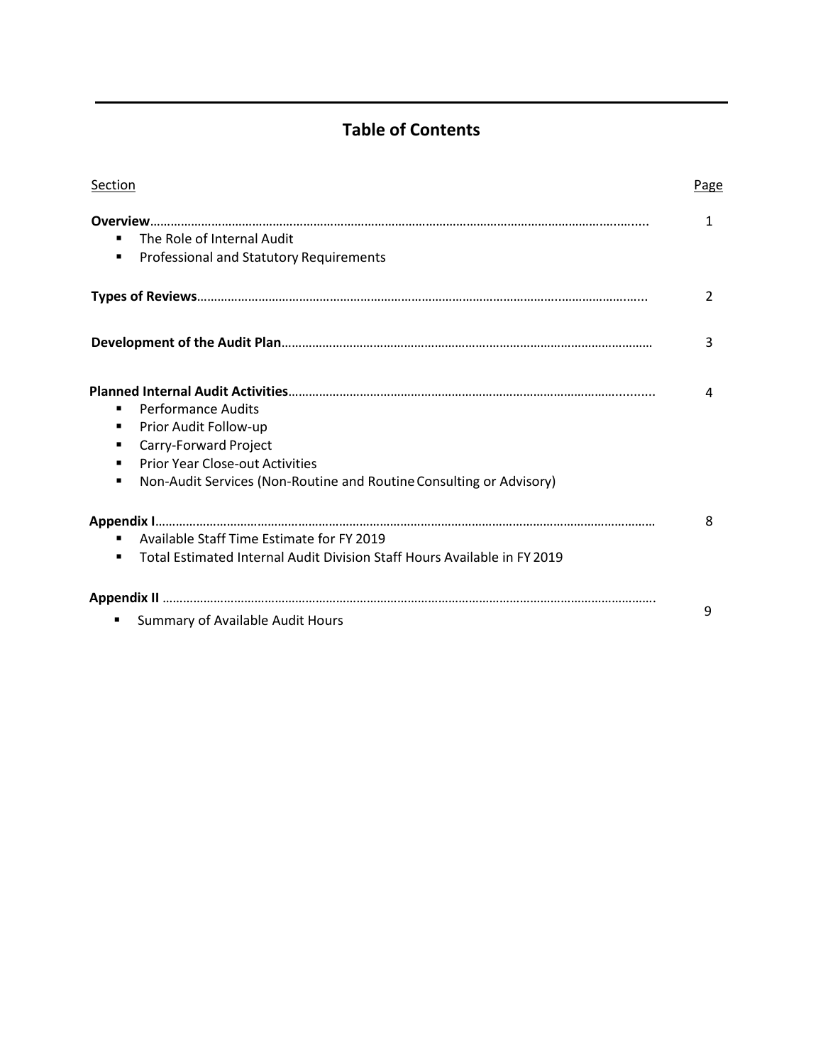# Table of Contents

| Section | Page |
|---|---|
| **Overview** | 1 |
| ▪ The Role of Internal Audit<br>▪ Professional and Statutory Requirements | |
| **Types of Reviews** | 2 |
| **Development of the Audit Plan** | 3 |
| **Planned Internal Audit Activities** | 4 |
| ▪ Performance Audits<br>▪ Prior Audit Follow-up<br>▪ Carry-Forward Project<br>▪ Prior Year Close-out Activities<br>▪ Non-Audit Services (Non-Routine and Routine Consulting or Advisory) | |
| **Appendix I** | 8 |
| ▪ Available Staff Time Estimate for FY 2019<br>▪ Total Estimated Internal Audit Division Staff Hours Available in FY 2019 | |
| **Appendix II** | 9 |
| ▪ Summary of Available Audit Hours | |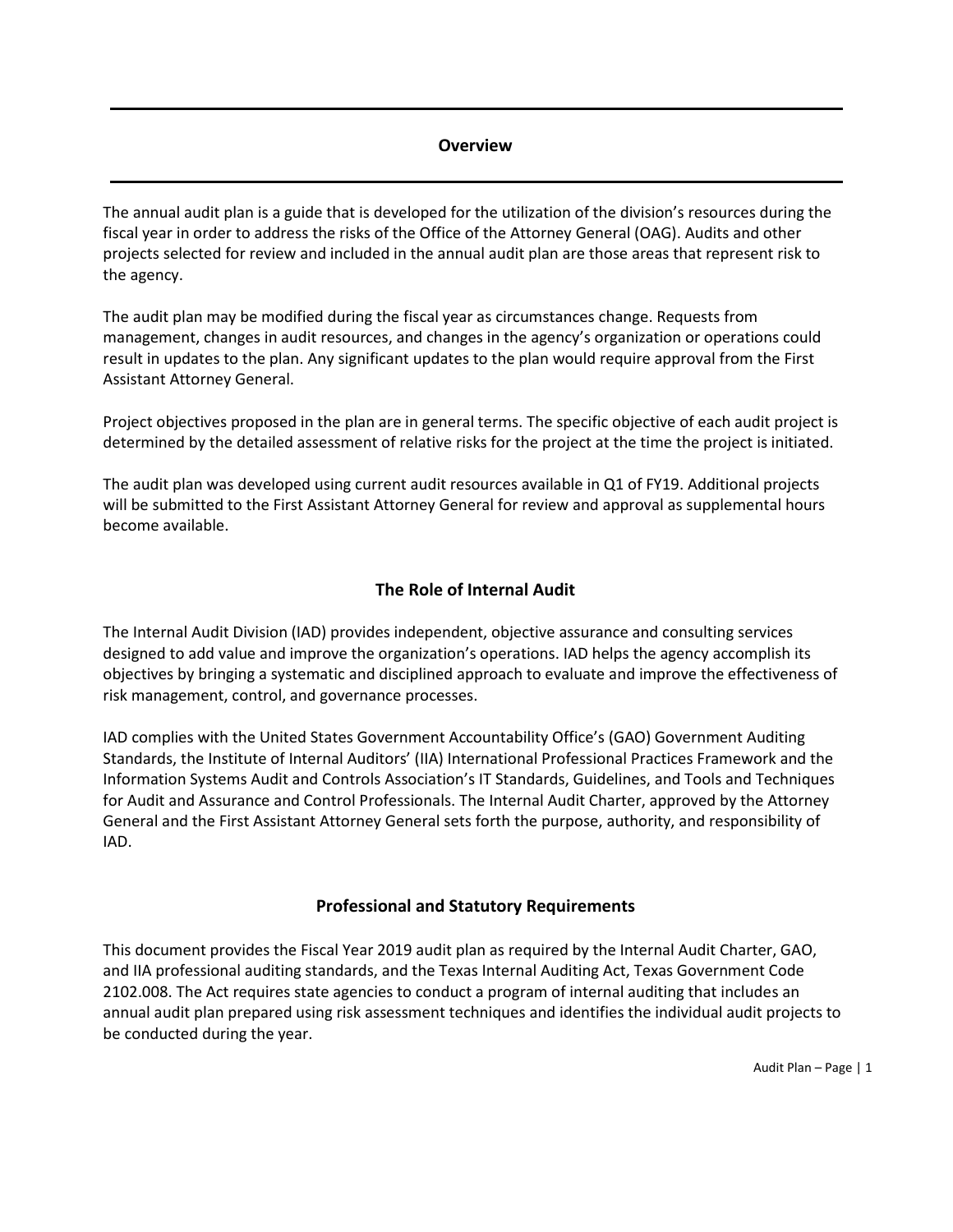## Overview

The annual audit plan is a guide that is developed for the utilization of the division's resources during the fiscal year in order to address the risks of the Office of the Attorney General (OAG). Audits and other projects selected for review and included in the annual audit plan are those areas that represent risk to the agency.

The audit plan may be modified during the fiscal year as circumstances change. Requests from management, changes in audit resources, and changes in the agency's organization or operations could result in updates to the plan. Any significant updates to the plan would require approval from the First Assistant Attorney General.

Project objectives proposed in the plan are in general terms. The specific objective of each audit project is determined by the detailed assessment of relative risks for the project at the time the project is initiated.

The audit plan was developed using current audit resources available in Q1 of FY19. Additional projects will be submitted to the First Assistant Attorney General for review and approval as supplemental hours become available.

## The Role of Internal Audit

The Internal Audit Division (IAD) provides independent, objective assurance and consulting services designed to add value and improve the organization's operations. IAD helps the agency accomplish its objectives by bringing a systematic and disciplined approach to evaluate and improve the effectiveness of risk management, control, and governance processes.

IAD complies with the United States Government Accountability Office's (GAO) Government Auditing Standards, the Institute of Internal Auditors' (IIA) International Professional Practices Framework and the Information Systems Audit and Controls Association's IT Standards, Guidelines, and Tools and Techniques for Audit and Assurance and Control Professionals. The Internal Audit Charter, approved by the Attorney General and the First Assistant Attorney General sets forth the purpose, authority, and responsibility of IAD.

## Professional and Statutory Requirements

This document provides the Fiscal Year 2019 audit plan as required by the Internal Audit Charter, GAO, and IIA professional auditing standards, and the Texas Internal Auditing Act, Texas Government Code 2102.008. The Act requires state agencies to conduct a program of internal auditing that includes an annual audit plan prepared using risk assessment techniques and identifies the individual audit projects to be conducted during the year.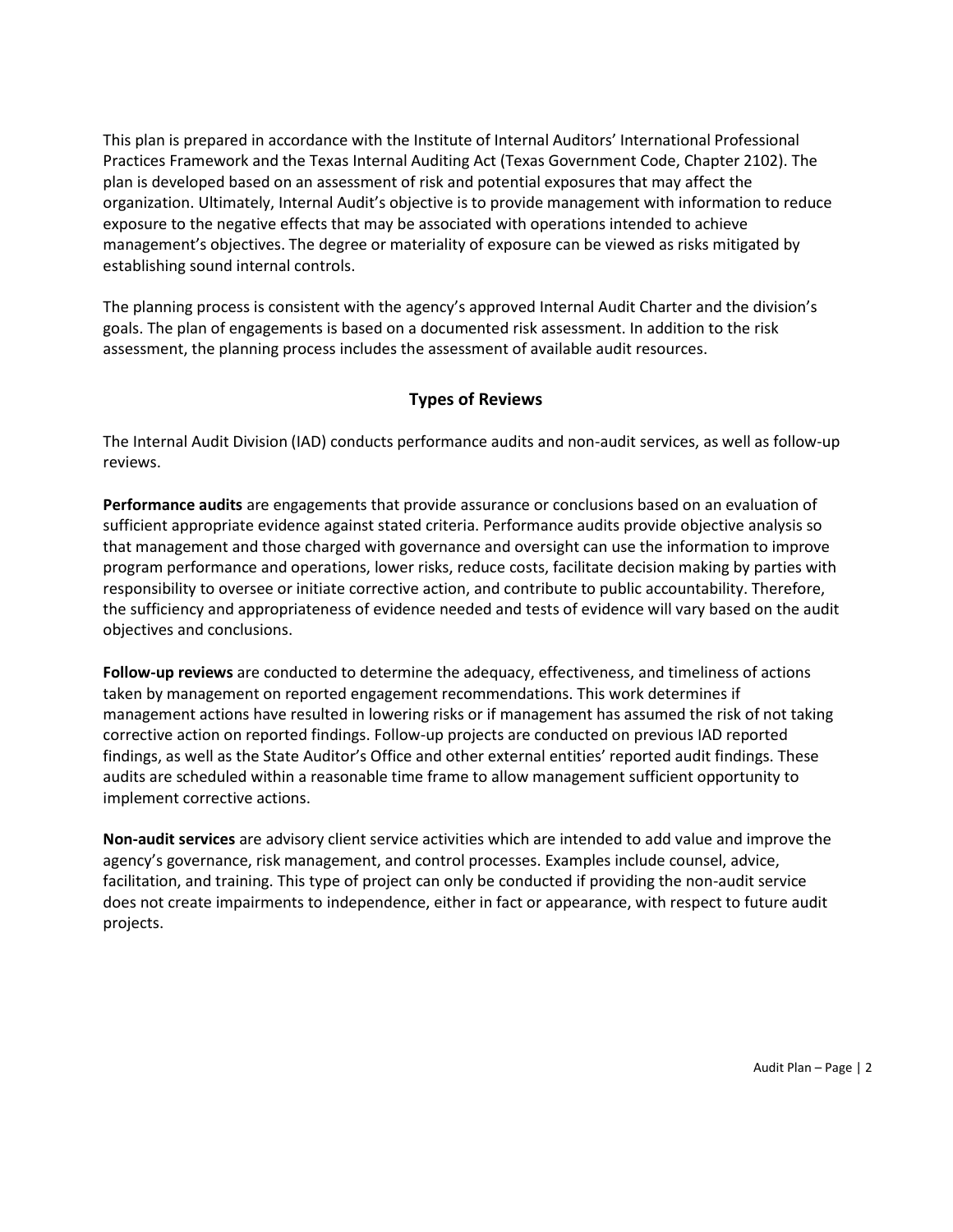This plan is prepared in accordance with the Institute of Internal Auditors' International Professional Practices Framework and the Texas Internal Auditing Act (Texas Government Code, Chapter 2102). The plan is developed based on an assessment of risk and potential exposures that may affect the organization. Ultimately, Internal Audit's objective is to provide management with information to reduce exposure to the negative effects that may be associated with operations intended to achieve management's objectives. The degree or materiality of exposure can be viewed as risks mitigated by establishing sound internal controls.

The planning process is consistent with the agency's approved Internal Audit Charter and the division's goals. The plan of engagements is based on a documented risk assessment. In addition to the risk assessment, the planning process includes the assessment of available audit resources.

## Types of Reviews

The Internal Audit Division (IAD) conducts performance audits and non-audit services, as well as follow-up reviews.

**Performance audits** are engagements that provide assurance or conclusions based on an evaluation of sufficient appropriate evidence against stated criteria. Performance audits provide objective analysis so that management and those charged with governance and oversight can use the information to improve program performance and operations, lower risks, reduce costs, facilitate decision making by parties with responsibility to oversee or initiate corrective action, and contribute to public accountability. Therefore, the sufficiency and appropriateness of evidence needed and tests of evidence will vary based on the audit objectives and conclusions.

**Follow-up reviews** are conducted to determine the adequacy, effectiveness, and timeliness of actions taken by management on reported engagement recommendations. This work determines if management actions have resulted in lowering risks or if management has assumed the risk of not taking corrective action on reported findings. Follow-up projects are conducted on previous IAD reported findings, as well as the State Auditor's Office and other external entities' reported audit findings. These audits are scheduled within a reasonable time frame to allow management sufficient opportunity to implement corrective actions.

**Non-audit services** are advisory client service activities which are intended to add value and improve the agency's governance, risk management, and control processes. Examples include counsel, advice, facilitation, and training. This type of project can only be conducted if providing the non-audit service does not create impairments to independence, either in fact or appearance, with respect to future audit projects.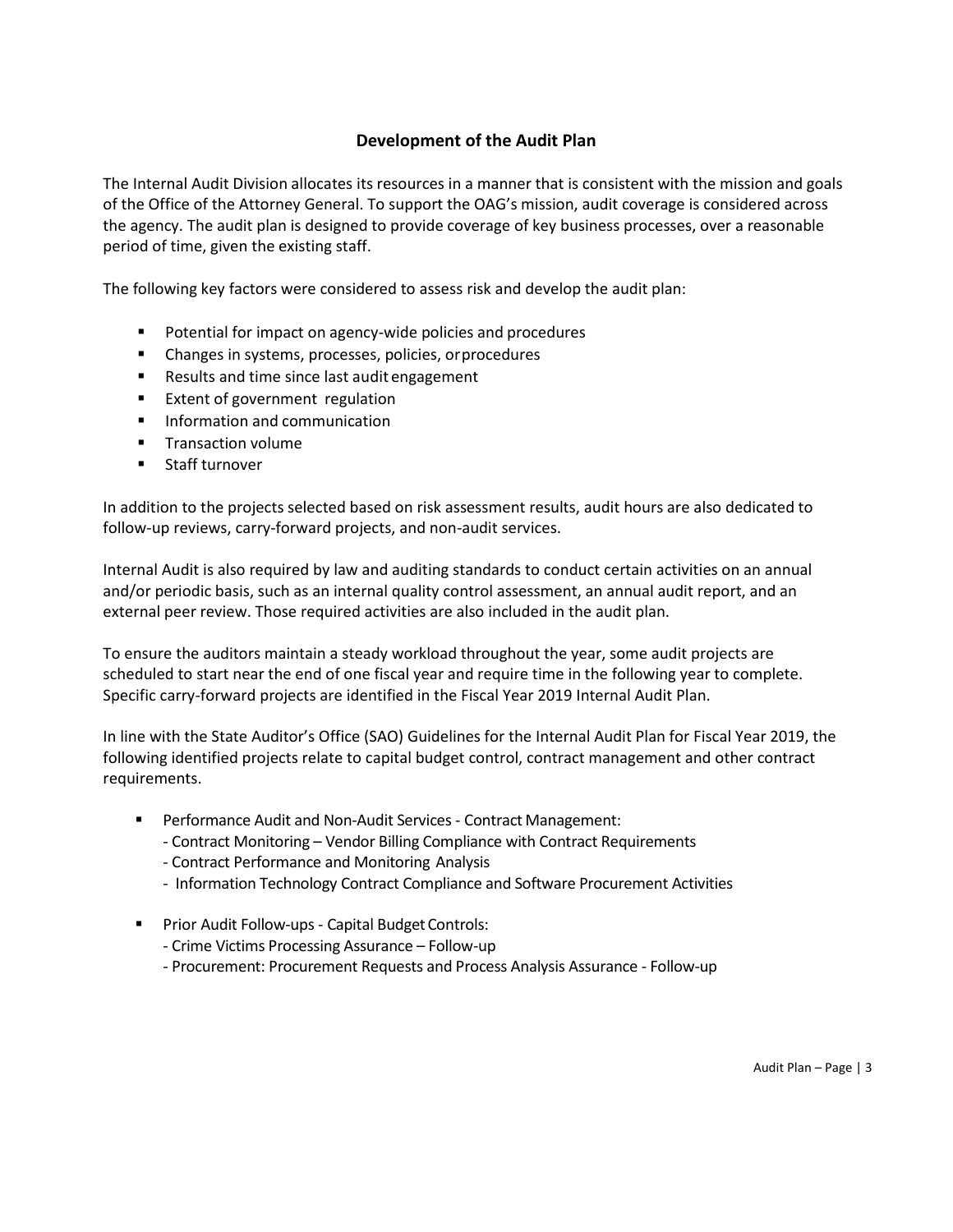## Development of the Audit Plan

The Internal Audit Division allocates its resources in a manner that is consistent with the mission and goals of the Office of the Attorney General. To support the OAG's mission, audit coverage is considered across the agency. The audit plan is designed to provide coverage of key business processes, over a reasonable period of time, given the existing staff.

The following key factors were considered to assess risk and develop the audit plan:

- Potential for impact on agency-wide policies and procedures
- Changes in systems, processes, policies, or procedures
- Results and time since last audit engagement
- Extent of government regulation
- Information and communication
- Transaction volume
- Staff turnover

In addition to the projects selected based on risk assessment results, audit hours are also dedicated to follow-up reviews, carry-forward projects, and non-audit services.

Internal Audit is also required by law and auditing standards to conduct certain activities on an annual and/or periodic basis, such as an internal quality control assessment, an annual audit report, and an external peer review. Those required activities are also included in the audit plan.

To ensure the auditors maintain a steady workload throughout the year, some audit projects are scheduled to start near the end of one fiscal year and require time in the following year to complete. Specific carry-forward projects are identified in the Fiscal Year 2019 Internal Audit Plan.

In line with the State Auditor's Office (SAO) Guidelines for the Internal Audit Plan for Fiscal Year 2019, the following identified projects relate to capital budget control, contract management and other contract requirements.

- Performance Audit and Non-Audit Services - Contract Management:
  - Contract Monitoring – Vendor Billing Compliance with Contract Requirements
  - Contract Performance and Monitoring Analysis
  - Information Technology Contract Compliance and Software Procurement Activities

- Prior Audit Follow-ups - Capital Budget Controls:
  - Crime Victims Processing Assurance – Follow-up
  - Procurement: Procurement Requests and Process Analysis Assurance - Follow-up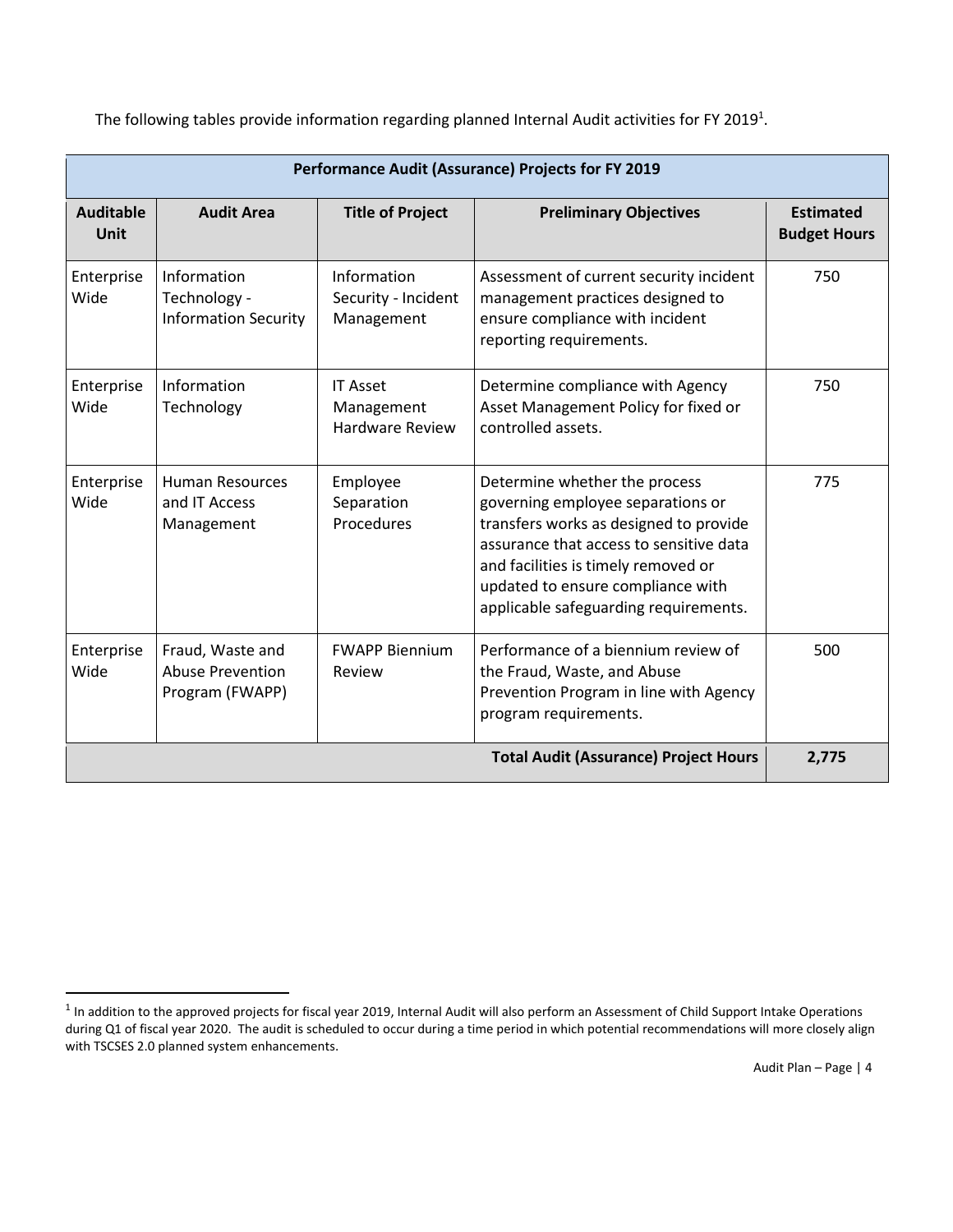The following tables provide information regarding planned Internal Audit activities for FY 2019[1].

| Performance Audit (Assurance) Projects for FY 2019 | | | | |
|---|---|---|---|---|
| **Auditable Unit** | **Audit Area** | **Title of Project** | **Preliminary Objectives** | **Estimated Budget Hours** |
| Enterprise Wide | Information Technology - Information Security | Information Security - Incident Management | Assessment of current security incident management practices designed to ensure compliance with incident reporting requirements. | 750 |
| Enterprise Wide | Information Technology | IT Asset Management Hardware Review | Determine compliance with Agency Asset Management Policy for fixed or controlled assets. | 750 |
| Enterprise Wide | Human Resources and IT Access Management | Employee Separation Procedures | Determine whether the process governing employee separations or transfers works as designed to provide assurance that access to sensitive data and facilities is timely removed or updated to ensure compliance with applicable safeguarding requirements. | 775 |
| Enterprise Wide | Fraud, Waste and Abuse Prevention Program (FWAPP) | FWAPP Biennium Review | Performance of a biennium review of the Fraud, Waste, and Abuse Prevention Program in line with Agency program requirements. | 500 |
| | | | **Total Audit (Assurance) Project Hours** | **2,775** |

[1] In addition to the approved projects for fiscal year 2019, Internal Audit will also perform an Assessment of Child Support Intake Operations during Q1 of fiscal year 2020. The audit is scheduled to occur during a time period in which potential recommendations will more closely align with TSCSES 2.0 planned system enhancements.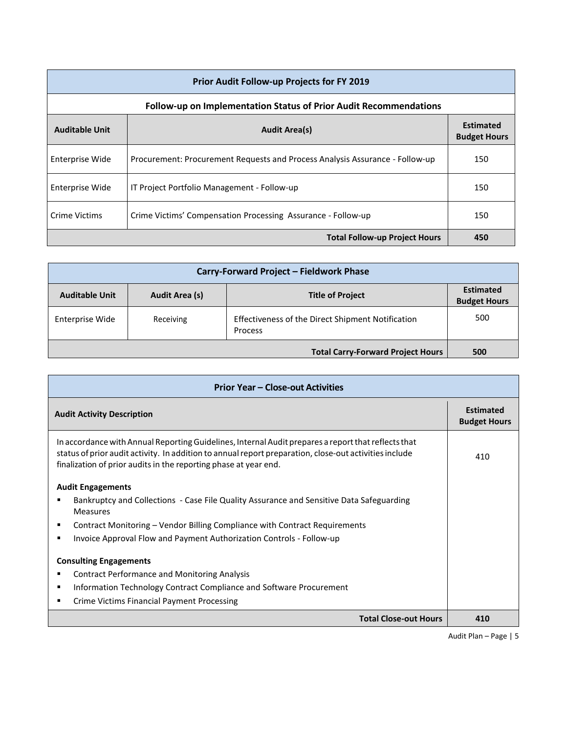| Prior Audit Follow-up Projects for FY 2019 | | |
|---|---|---|
| **Follow-up on Implementation Status of Prior Audit Recommendations** | | |
| **Auditable Unit** | **Audit Area(s)** | **Estimated Budget Hours** |
| Enterprise Wide | Procurement: Procurement Requests and Process Analysis Assurance - Follow-up | 150 |
| Enterprise Wide | IT Project Portfolio Management - Follow-up | 150 |
| Crime Victims | Crime Victims' Compensation Processing Assurance - Follow-up | 150 |
| | **Total Follow-up Project Hours** | **450** |

| Carry-Forward Project – Fieldwork Phase | | | |
|---|---|---|---|
| **Auditable Unit** | **Audit Area (s)** | **Title of Project** | **Estimated Budget Hours** |
| Enterprise Wide | Receiving | Effectiveness of the Direct Shipment Notification Process | 500 |
| | | **Total Carry-Forward Project Hours** | **500** |

| Prior Year – Close-out Activities | |
|---|---|
| **Audit Activity Description** | **Estimated Budget Hours** |
| In accordance with Annual Reporting Guidelines, Internal Audit prepares a report that reflects that status of prior audit activity. In addition to annual report preparation, close-out activities include finalization of prior audits in the reporting phase at year end.<br><br>**Audit Engagements**<br>▪ Bankruptcy and Collections - Case File Quality Assurance and Sensitive Data Safeguarding Measures<br>▪ Contract Monitoring – Vendor Billing Compliance with Contract Requirements<br>▪ Invoice Approval Flow and Payment Authorization Controls - Follow-up<br><br>**Consulting Engagements**<br>▪ Contract Performance and Monitoring Analysis<br>▪ Information Technology Contract Compliance and Software Procurement<br>▪ Crime Victims Financial Payment Processing | 410 |
| **Total Close-out Hours** | **410** |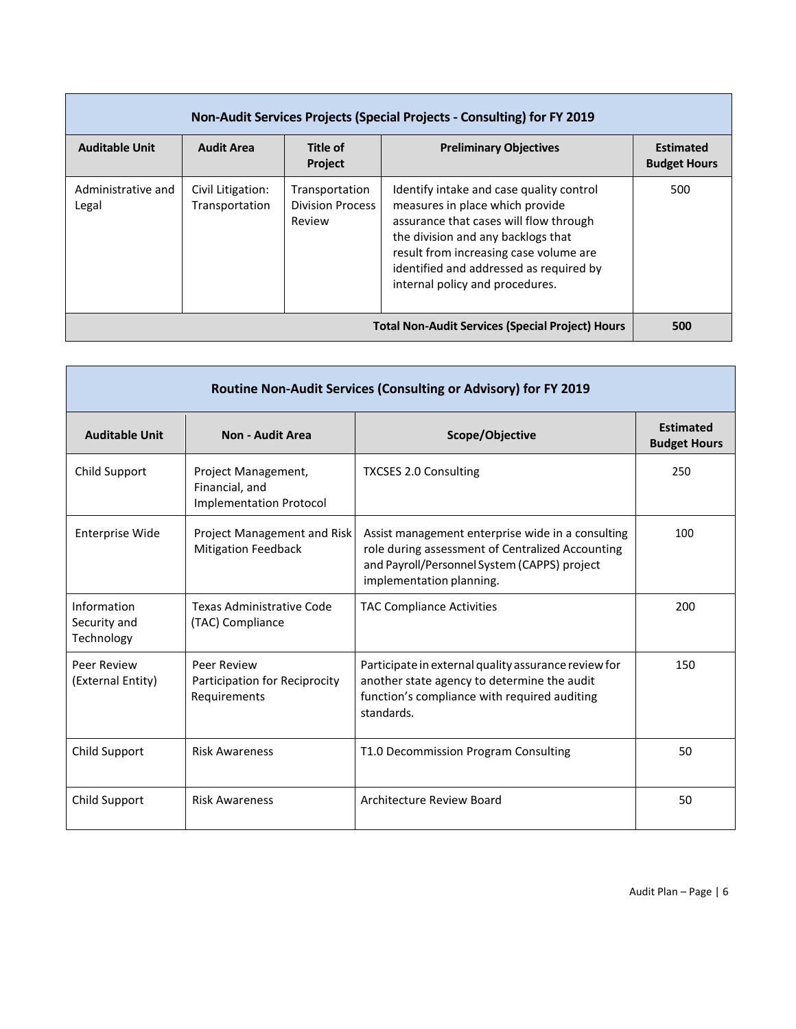| Non-Audit Services Projects (Special Projects - Consulting) for FY 2019 | | | | |
|---|---|---|---|---|
| **Auditable Unit** | **Audit Area** | **Title of Project** | **Preliminary Objectives** | **Estimated Budget Hours** |
| Administrative and Legal | Civil Litigation: Transportation | Transportation Division Process Review | Identify intake and case quality control measures in place which provide assurance that cases will flow through the division and any backlogs that result from increasing case volume are identified and addressed as required by internal policy and procedures. | 500 |
| | | | **Total Non-Audit Services (Special Project) Hours** | **500** |

| Routine Non-Audit Services (Consulting or Advisory) for FY 2019 | | | |
|---|---|---|---|
| **Auditable Unit** | **Non - Audit Area** | **Scope/Objective** | **Estimated Budget Hours** |
| Child Support | Project Management, Financial, and Implementation Protocol | TXCSES 2.0 Consulting | 250 |
| Enterprise Wide | Project Management and Risk Mitigation Feedback | Assist management enterprise wide in a consulting role during assessment of Centralized Accounting and Payroll/Personnel System (CAPPS) project implementation planning. | 100 |
| Information Security and Technology | Texas Administrative Code (TAC) Compliance | TAC Compliance Activities | 200 |
| Peer Review (External Entity) | Peer Review Participation for Reciprocity Requirements | Participate in external quality assurance review for another state agency to determine the audit function's compliance with required auditing standards. | 150 |
| Child Support | Risk Awareness | T1.0 Decommission Program Consulting | 50 |
| Child Support | Risk Awareness | Architecture Review Board | 50 |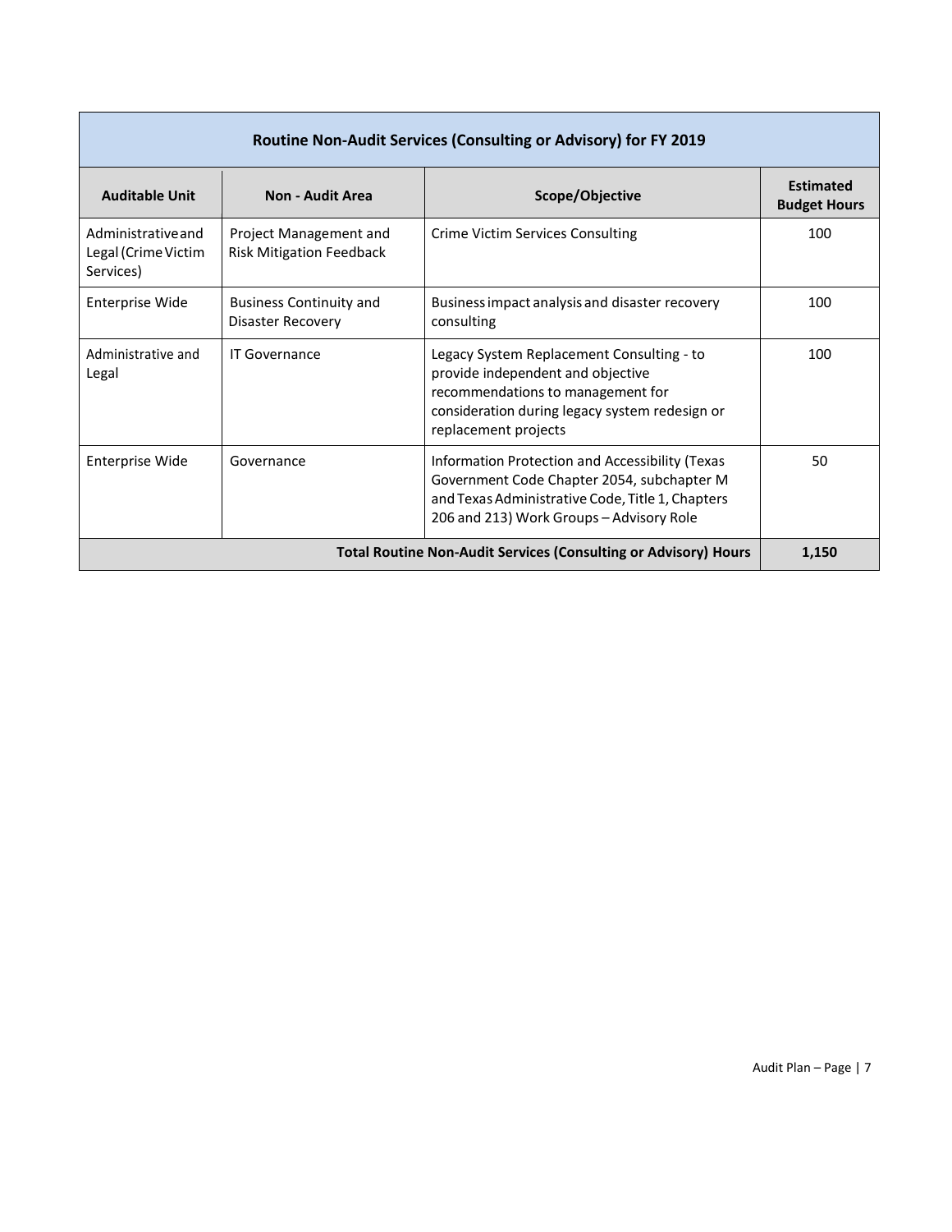| Routine Non-Audit Services (Consulting or Advisory) for FY 2019 | | | |
|---|---|---|---|
| **Auditable Unit** | **Non - Audit Area** | **Scope/Objective** | **Estimated Budget Hours** |
| Administrative and Legal (Crime Victim Services) | Project Management and Risk Mitigation Feedback | Crime Victim Services Consulting | 100 |
| Enterprise Wide | Business Continuity and Disaster Recovery | Business impact analysis and disaster recovery consulting | 100 |
| Administrative and Legal | IT Governance | Legacy System Replacement Consulting - to provide independent and objective recommendations to management for consideration during legacy system redesign or replacement projects | 100 |
| Enterprise Wide | Governance | Information Protection and Accessibility (Texas Government Code Chapter 2054, subchapter M and Texas Administrative Code, Title 1, Chapters 206 and 213) Work Groups – Advisory Role | 50 |
| **Total Routine Non-Audit Services (Consulting or Advisory) Hours** | | | **1,150** |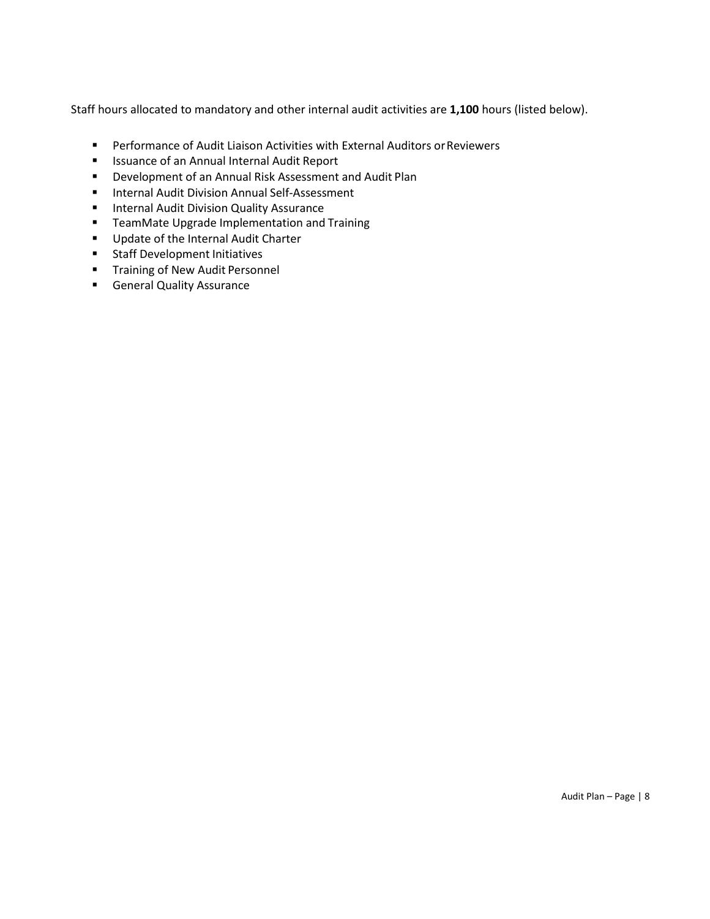Staff hours allocated to mandatory and other internal audit activities are **1,100** hours (listed below).

- Performance of Audit Liaison Activities with External Auditors or Reviewers
- Issuance of an Annual Internal Audit Report
- Development of an Annual Risk Assessment and Audit Plan
- Internal Audit Division Annual Self-Assessment
- Internal Audit Division Quality Assurance
- TeamMate Upgrade Implementation and Training
- Update of the Internal Audit Charter
- Staff Development Initiatives
- Training of New Audit Personnel
- General Quality Assurance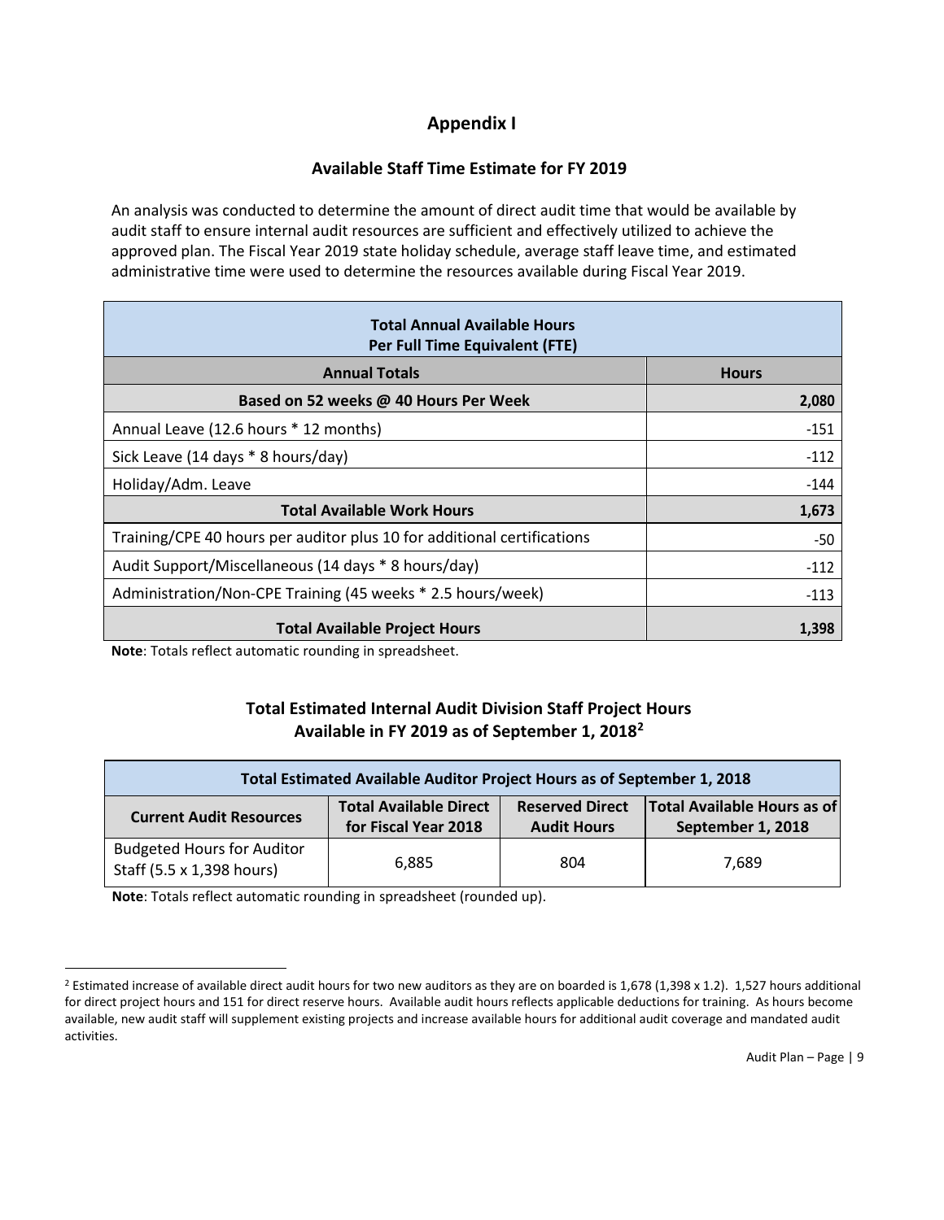# Appendix I

## Available Staff Time Estimate for FY 2019

An analysis was conducted to determine the amount of direct audit time that would be available by audit staff to ensure internal audit resources are sufficient and effectively utilized to achieve the approved plan. The Fiscal Year 2019 state holiday schedule, average staff leave time, and estimated administrative time were used to determine the resources available during Fiscal Year 2019.

| **Total Annual Available Hours Per Full Time Equivalent (FTE)** | |
|---|---|
| **Annual Totals** | **Hours** |
| **Based on 52 weeks @ 40 Hours Per Week** | **2,080** |
| Annual Leave (12.6 hours * 12 months) | -151 |
| Sick Leave (14 days * 8 hours/day) | -112 |
| Holiday/Adm. Leave | -144 |
| **Total Available Work Hours** | **1,673** |
| Training/CPE 40 hours per auditor plus 10 for additional certifications | -50 |
| Audit Support/Miscellaneous (14 days * 8 hours/day) | -112 |
| Administration/Non-CPE Training (45 weeks * 2.5 hours/week) | -113 |
| **Total Available Project Hours** | **1,398** |

**Note**: Totals reflect automatic rounding in spreadsheet.

## Total Estimated Internal Audit Division Staff Project Hours Available in FY 2019 as of September 1, 2018[2]

| **Total Estimated Available Auditor Project Hours as of September 1, 2018** | | | |
|---|---|---|---|
| **Current Audit Resources** | **Total Available Direct for Fiscal Year 2018** | **Reserved Direct Audit Hours** | **Total Available Hours as of September 1, 2018** |
| Budgeted Hours for Auditor Staff (5.5 x 1,398 hours) | 6,885 | 804 | 7,689 |

**Note**: Totals reflect automatic rounding in spreadsheet (rounded up).

---

[2] Estimated increase of available direct audit hours for two new auditors as they are on boarded is 1,678 (1,398 x 1.2). 1,527 hours additional for direct project hours and 151 for direct reserve hours. Available audit hours reflects applicable deductions for training. As hours become available, new audit staff will supplement existing projects and increase available hours for additional audit coverage and mandated audit activities.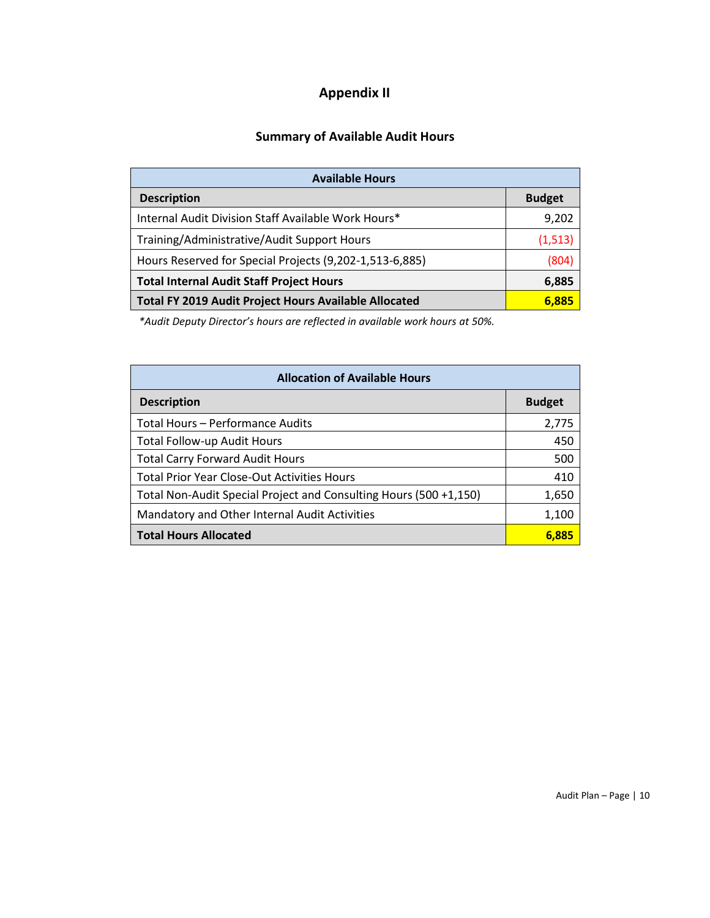# Appendix II

## Summary of Available Audit Hours

| Available Hours | |
|---|---|
| **Description** | **Budget** |
| Internal Audit Division Staff Available Work Hours* | 9,202 |
| Training/Administrative/Audit Support Hours | (1,513) |
| Hours Reserved for Special Projects (9,202-1,513-6,885) | (804) |
| **Total Internal Audit Staff Project Hours** | **6,885** |
| **Total FY 2019 Audit Project Hours Available Allocated** | **6,885** |

*\*Audit Deputy Director's hours are reflected in available work hours at 50%.*

| Allocation of Available Hours | |
|---|---|
| **Description** | **Budget** |
| Total Hours – Performance Audits | 2,775 |
| Total Follow-up Audit Hours | 450 |
| Total Carry Forward Audit Hours | 500 |
| Total Prior Year Close-Out Activities Hours | 410 |
| Total Non-Audit Special Project and Consulting Hours (500 +1,150) | 1,650 |
| Mandatory and Other Internal Audit Activities | 1,100 |
| **Total Hours Allocated** | **6,885** |